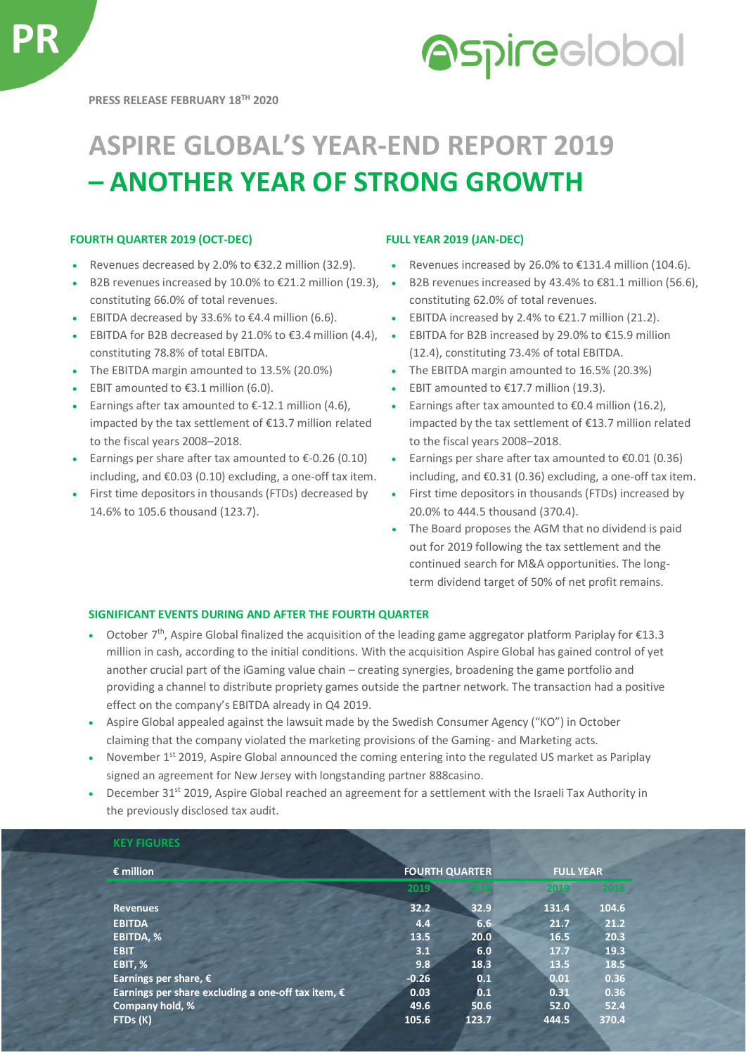PR

PRESS RELEASE FEBRUARY 18TH 2020

# ASPIRE GLOBAL'S YEAR-END REPORT 2019 – ANOTHER YEAR OF STRONG GROWTH

### FOURTH QUARTER 2019 (OCT-DEC)

- Revenues decreased by 2.0% to €32.2 million (32.9).
- B2B revenues increased by 10.0% to €21.2 million (19.3), constituting 66.0% of total revenues.
- EBITDA decreased by 33.6% to €4.4 million (6.6).
- EBITDA for B2B decreased by 21.0% to €3.4 million (4.4), constituting 78.8% of total EBITDA.
- The EBITDA margin amounted to 13.5% (20.0%)
- EBIT amounted to €3.1 million (6.0).
- Earnings after tax amounted to €-12.1 million (4.6), impacted by the tax settlement of €13.7 million related to the fiscal years 2008–2018.
- Earnings per share after tax amounted to €-0.26 (0.10) including, and €0.03 (0.10) excluding, a one-off tax item.
- First time depositors in thousands (FTDs) decreased by 14.6% to 105.6 thousand (123.7).

### FULL YEAR 2019 (JAN-DEC)

- Revenues increased by 26.0% to €131.4 million (104.6).
- B2B revenues increased by 43.4% to €81.1 million (56.6), constituting 62.0% of total revenues.
- EBITDA increased by 2.4% to €21.7 million (21.2).
- EBITDA for B2B increased by 29.0% to €15.9 million (12.4), constituting 73.4% of total EBITDA.
- The EBITDA margin amounted to 16.5% (20.3%)
- EBIT amounted to €17.7 million (19.3).
- Earnings after tax amounted to €0.4 million (16.2), impacted by the tax settlement of €13.7 million related to the fiscal years 2008–2018.
- Earnings per share after tax amounted to €0.01 (0.36) including, and €0.31 (0.36) excluding, a one-off tax item.
- First time depositors in thousands (FTDs) increased by 20.0% to 444.5 thousand (370.4).
- The Board proposes the AGM that no dividend is paid out for 2019 following the tax settlement and the continued search for M&A opportunities. The long-term dividend target of 50% of net profit remains.

### SIGNIFICANT EVENTS DURING AND AFTER THE FOURTH QUARTER

- October 7th, Aspire Global finalized the acquisition of the leading game aggregator platform Pariplay for €13.3 million in cash, according to the initial conditions. With the acquisition Aspire Global has gained control of yet another crucial part of the iGaming value chain – creating synergies, broadening the game portfolio and providing a channel to distribute propriety games outside the partner network. The transaction had a positive effect on the company's EBITDA already in Q4 2019.
- Aspire Global appealed against the lawsuit made by the Swedish Consumer Agency ("KO") in October claiming that the company violated the marketing provisions of the Gaming- and Marketing acts.
- November 1st 2019, Aspire Global announced the coming entering into the regulated US market as Pariplay signed an agreement for New Jersey with longstanding partner 888casino.
- December 31st 2019, Aspire Global reached an agreement for a settlement with the Israeli Tax Authority in the previously disclosed tax audit.

### KEY FIGURES

| € million | FOURTH QUARTER | | FULL YEAR | |
|---|---|---|---|---|
| | 2019 | 2018 | 2019 | 2018 |
| **Revenues** | 32.2 | 32.9 | 131.4 | 104.6 |
| **EBITDA** | 4.4 | 6.6 | 21.7 | 21.2 |
| **EBITDA, %** | 13.5 | 20.0 | 16.5 | 20.3 |
| **EBIT** | 3.1 | 6.0 | 17.7 | 19.3 |
| **EBIT, %** | 9.8 | 18.3 | 13.5 | 18.5 |
| **Earnings per share, €** | -0.26 | 0.1 | 0.01 | 0.36 |
| **Earnings per share excluding a one-off tax item, €** | 0.03 | 0.1 | 0.31 | 0.36 |
| **Company hold, %** | 49.6 | 50.6 | 52.0 | 52.4 |
| **FTDs (K)** | 105.6 | 123.7 | 444.5 | 370.4 |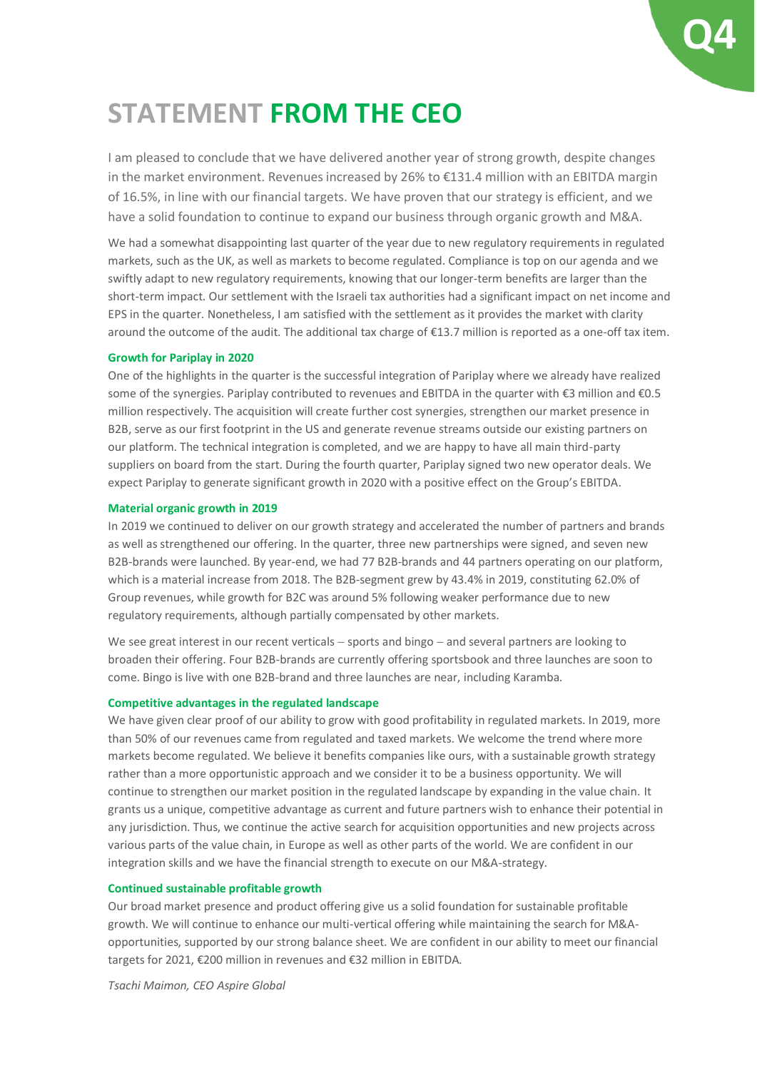# STATEMENT FROM THE CEO

I am pleased to conclude that we have delivered another year of strong growth, despite changes in the market environment. Revenues increased by 26% to €131.4 million with an EBITDA margin of 16.5%, in line with our financial targets. We have proven that our strategy is efficient, and we have a solid foundation to continue to expand our business through organic growth and M&A.

We had a somewhat disappointing last quarter of the year due to new regulatory requirements in regulated markets, such as the UK, as well as markets to become regulated. Compliance is top on our agenda and we swiftly adapt to new regulatory requirements, knowing that our longer-term benefits are larger than the short-term impact. Our settlement with the Israeli tax authorities had a significant impact on net income and EPS in the quarter. Nonetheless, I am satisfied with the settlement as it provides the market with clarity around the outcome of the audit. The additional tax charge of €13.7 million is reported as a one-off tax item.

### Growth for Pariplay in 2020

One of the highlights in the quarter is the successful integration of Pariplay where we already have realized some of the synergies. Pariplay contributed to revenues and EBITDA in the quarter with €3 million and €0.5 million respectively. The acquisition will create further cost synergies, strengthen our market presence in B2B, serve as our first footprint in the US and generate revenue streams outside our existing partners on our platform. The technical integration is completed, and we are happy to have all main third-party suppliers on board from the start. During the fourth quarter, Pariplay signed two new operator deals. We expect Pariplay to generate significant growth in 2020 with a positive effect on the Group's EBITDA.

### Material organic growth in 2019

In 2019 we continued to deliver on our growth strategy and accelerated the number of partners and brands as well as strengthened our offering. In the quarter, three new partnerships were signed, and seven new B2B-brands were launched. By year-end, we had 77 B2B-brands and 44 partners operating on our platform, which is a material increase from 2018. The B2B-segment grew by 43.4% in 2019, constituting 62.0% of Group revenues, while growth for B2C was around 5% following weaker performance due to new regulatory requirements, although partially compensated by other markets.

We see great interest in our recent verticals – sports and bingo – and several partners are looking to broaden their offering. Four B2B-brands are currently offering sportsbook and three launches are soon to come. Bingo is live with one B2B-brand and three launches are near, including Karamba.

### Competitive advantages in the regulated landscape

We have given clear proof of our ability to grow with good profitability in regulated markets. In 2019, more than 50% of our revenues came from regulated and taxed markets. We welcome the trend where more markets become regulated. We believe it benefits companies like ours, with a sustainable growth strategy rather than a more opportunistic approach and we consider it to be a business opportunity. We will continue to strengthen our market position in the regulated landscape by expanding in the value chain. It grants us a unique, competitive advantage as current and future partners wish to enhance their potential in any jurisdiction. Thus, we continue the active search for acquisition opportunities and new projects across various parts of the value chain, in Europe as well as other parts of the world. We are confident in our integration skills and we have the financial strength to execute on our M&A-strategy.

### Continued sustainable profitable growth

Our broad market presence and product offering give us a solid foundation for sustainable profitable growth. We will continue to enhance our multi-vertical offering while maintaining the search for M&A-opportunities, supported by our strong balance sheet. We are confident in our ability to meet our financial targets for 2021, €200 million in revenues and €32 million in EBITDA.

*Tsachi Maimon, CEO Aspire Global*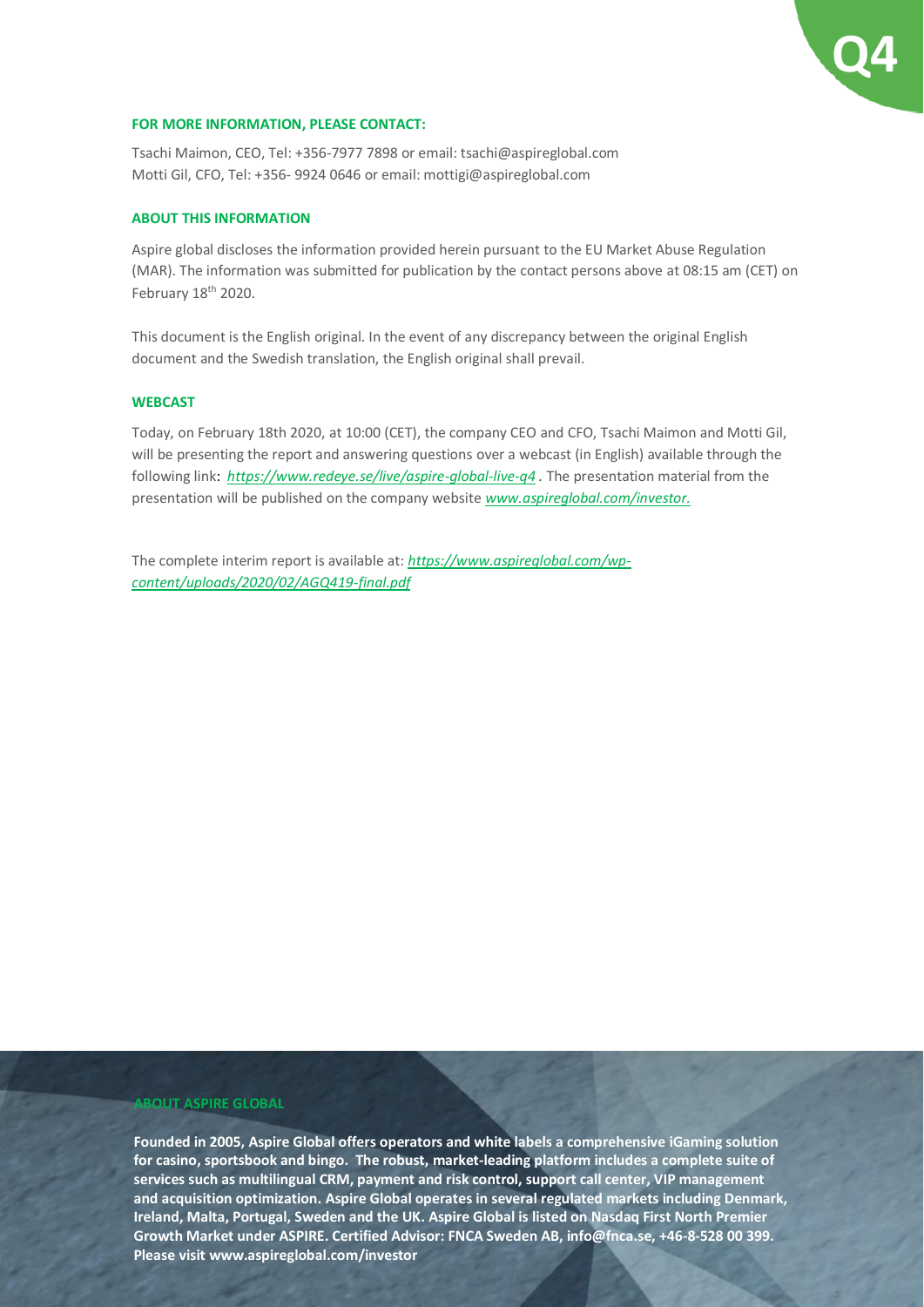### FOR MORE INFORMATION, PLEASE CONTACT:

Tsachi Maimon, CEO, Tel: +356-7977 7898 or email: tsachi@aspireglobal.com
Motti Gil, CFO, Tel: +356- 9924 0646 or email: mottigi@aspireglobal.com

### ABOUT THIS INFORMATION

Aspire global discloses the information provided herein pursuant to the EU Market Abuse Regulation (MAR). The information was submitted for publication by the contact persons above at 08:15 am (CET) on February 18th 2020.

This document is the English original. In the event of any discrepancy between the original English document and the Swedish translation, the English original shall prevail.

### WEBCAST

Today, on February 18th 2020, at 10:00 (CET), the company CEO and CFO, Tsachi Maimon and Motti Gil, will be presenting the report and answering questions over a webcast (in English) available through the following link: *https://www.redeye.se/live/aspire-global-live-q4* . The presentation material from the presentation will be published on the company website *www.aspireglobal.com/investor.*

The complete interim report is available at: *https://www.aspireglobal.com/wp-content/uploads/2020/02/AGQ419-final.pdf*

### ABOUT ASPIRE GLOBAL

**Founded in 2005, Aspire Global offers operators and white labels a comprehensive iGaming solution for casino, sportsbook and bingo. The robust, market-leading platform includes a complete suite of services such as multilingual CRM, payment and risk control, support call center, VIP management and acquisition optimization. Aspire Global operates in several regulated markets including Denmark, Ireland, Malta, Portugal, Sweden and the UK. Aspire Global is listed on Nasdaq First North Premier Growth Market under ASPIRE. Certified Advisor: FNCA Sweden AB, info@fnca.se, +46-8-528 00 399. Please visit www.aspireglobal.com/investor**